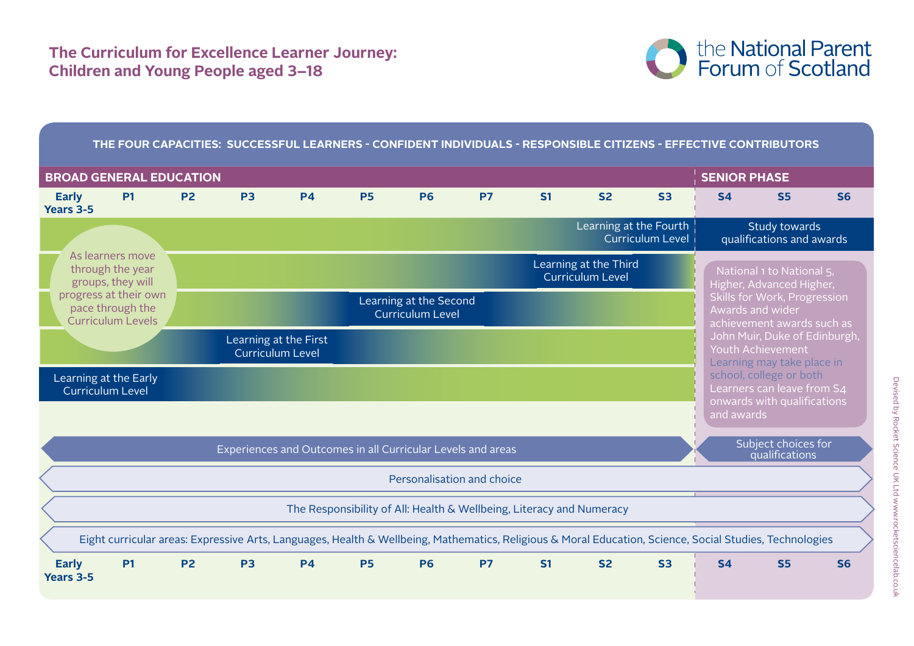# The Curriculum for Excellence Learner Journey: Children and Young People aged 3–18

the National Parent Forum of Scotland

**THE FOUR CAPACITIES: SUCCESSFUL LEARNERS - CONFIDENT INDIVIDUALS - RESPONSIBLE CITIZENS - EFFECTIVE CONTRIBUTORS**

## BROAD GENERAL EDUCATION

**Early Years 3-5 | P1 | P2 | P3 | P4 | P5 | P6 | P7 | S1 | S2 | S3**

As learners move through the year groups, they will progress at their own pace through the Curriculum Levels

- Learning at the Early Curriculum Level
- Learning at the First Curriculum Level
- Learning at the Second Curriculum Level
- Learning at the Third Curriculum Level
- Learning at the Fourth Curriculum Level

Experiences and Outcomes in all Curricular Levels and areas

## SENIOR PHASE

**S4 | S5 | S6**

Study towards qualifications and awards

National 1 to National 5, Higher, Advanced Higher, Skills for Work, Progression Awards and wider achievement awards such as John Muir, Duke of Edinburgh, Youth Achievement

Learning may take place in school, college or both

Learners can leave from S4 onwards with qualifications and awards

Subject choices for qualifications

---

Personalisation and choice

The Responsibility of All: Health & Wellbeing, Literacy and Numeracy

Eight curricular areas: Expressive Arts, Languages, Health & Wellbeing, Mathematics, Religious & Moral Education, Science, Social Studies, Technologies

**Early Years 3-5 | P1 | P2 | P3 | P4 | P5 | P6 | P7 | S1 | S2 | S3 | S4 | S5 | S6**

Devised by Rocket Science UK Ltd www.rocketsciencelab.co.uk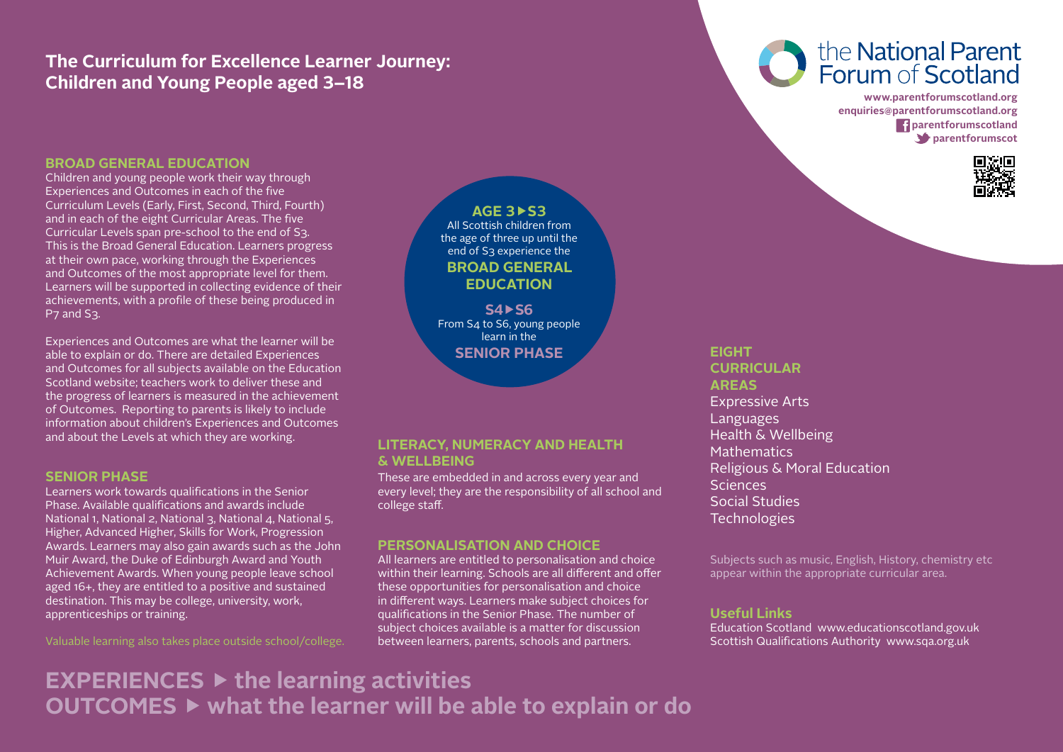# The Curriculum for Excellence Learner Journey: Children and Young People aged 3–18

the National Parent Forum of Scotland

www.parentforumscotland.org
enquiries@parentforumscotland.org
parentforumscotland
parentforumscot

## BROAD GENERAL EDUCATION

Children and young people work their way through Experiences and Outcomes in each of the five Curriculum Levels (Early, First, Second, Third, Fourth) and in each of the eight Curricular Areas. The five Curricular Levels span pre-school to the end of S3. This is the Broad General Education. Learners progress at their own pace, working through the Experiences and Outcomes of the most appropriate level for them. Learners will be supported in collecting evidence of their achievements, with a profile of these being produced in P7 and S3.

Experiences and Outcomes are what the learner will be able to explain or do. There are detailed Experiences and Outcomes for all subjects available on the Education Scotland website; teachers work to deliver these and the progress of learners is measured in the achievement of Outcomes. Reporting to parents is likely to include information about children's Experiences and Outcomes and about the Levels at which they are working.

## SENIOR PHASE

Learners work towards qualifications in the Senior Phase. Available qualifications and awards include National 1, National 2, National 3, National 4, National 5, Higher, Advanced Higher, Skills for Work, Progression Awards. Learners may also gain awards such as the John Muir Award, the Duke of Edinburgh Award and Youth Achievement Awards. When young people leave school aged 16+, they are entitled to a positive and sustained destination. This may be college, university, work, apprenticeships or training.

Valuable learning also takes place outside school/college.

**AGE 3 ▶ S3**
All Scottish children from the age of three up until the end of S3 experience the
**BROAD GENERAL EDUCATION**

**S4 ▶ S6**
From S4 to S6, young people learn in the
**SENIOR PHASE**

## LITERACY, NUMERACY AND HEALTH & WELLBEING

These are embedded in and across every year and every level; they are the responsibility of all school and college staff.

## PERSONALISATION AND CHOICE

All learners are entitled to personalisation and choice within their learning. Schools are all different and offer these opportunities for personalisation and choice in different ways. Learners make subject choices for qualifications in the Senior Phase. The number of subject choices available is a matter for discussion between learners, parents, schools and partners.

## EIGHT CURRICULAR AREAS

- Expressive Arts
- Languages
- Health & Wellbeing
- Mathematics
- Religious & Moral Education
- Sciences
- Social Studies
- Technologies

Subjects such as music, English, History, chemistry etc appear within the appropriate curricular area.

## Useful Links

Education Scotland www.educationscotland.gov.uk
Scottish Qualifications Authority www.sqa.org.uk

**EXPERIENCES ▶ the learning activities**
**OUTCOMES ▶ what the learner will be able to explain or do**